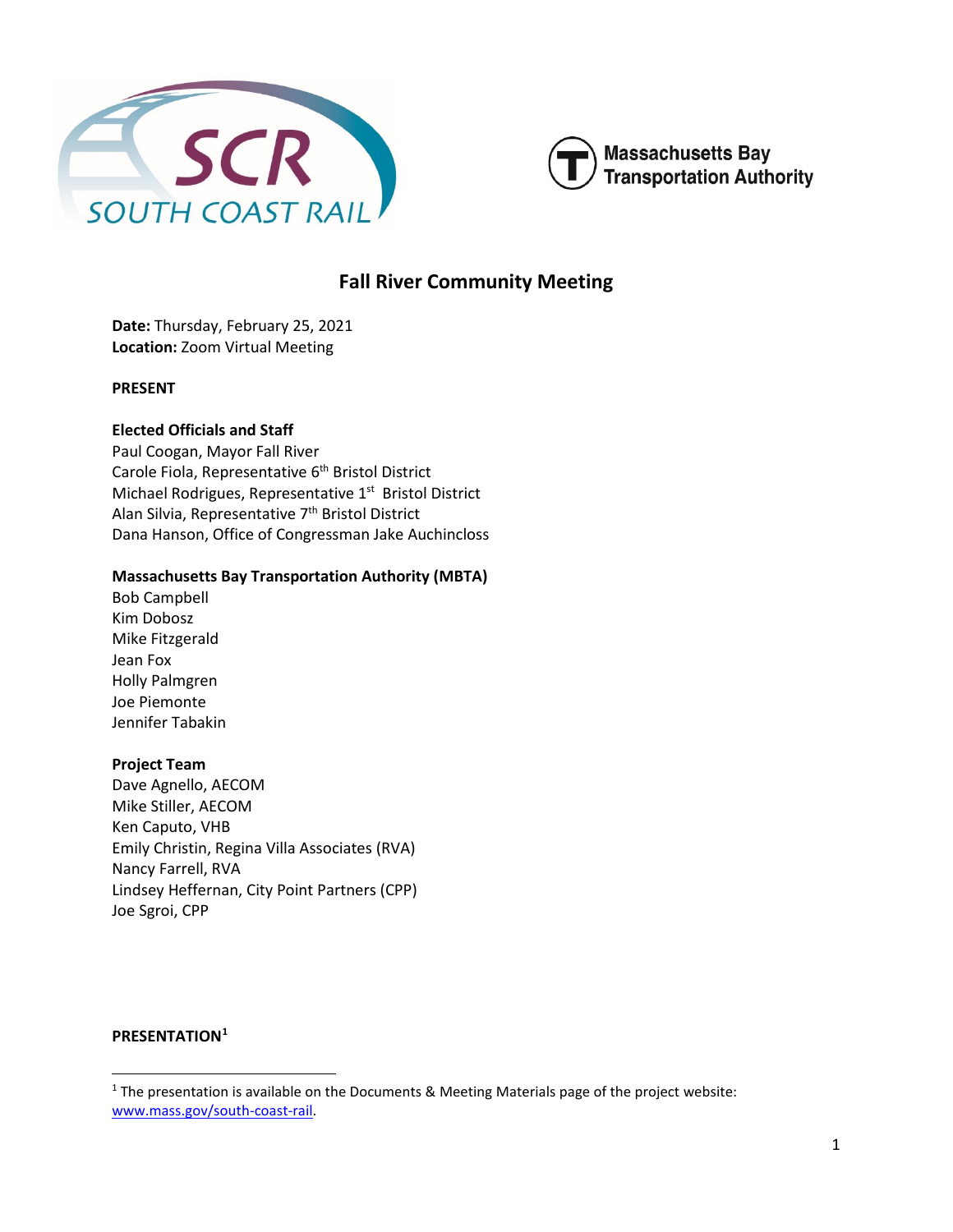# Fall River Community Meeting

**Date:** Thursday, February 25, 2021
**Location:** Zoom Virtual Meeting

**PRESENT**

**Elected Officials and Staff**
Paul Coogan, Mayor Fall River
Carole Fiola, Representative 6th Bristol District
Michael Rodrigues, Representative 1st Bristol District
Alan Silvia, Representative 7th Bristol District
Dana Hanson, Office of Congressman Jake Auchincloss

**Massachusetts Bay Transportation Authority (MBTA)**
Bob Campbell
Kim Dobosz
Mike Fitzgerald
Jean Fox
Holly Palmgren
Joe Piemonte
Jennifer Tabakin

**Project Team**
Dave Agnello, AECOM
Mike Stiller, AECOM
Ken Caputo, VHB
Emily Christin, Regina Villa Associates (RVA)
Nancy Farrell, RVA
Lindsey Heffernan, City Point Partners (CPP)
Joe Sgroi, CPP

**PRESENTATION**[1]

[1] The presentation is available on the Documents & Meeting Materials page of the project website: www.mass.gov/south-coast-rail.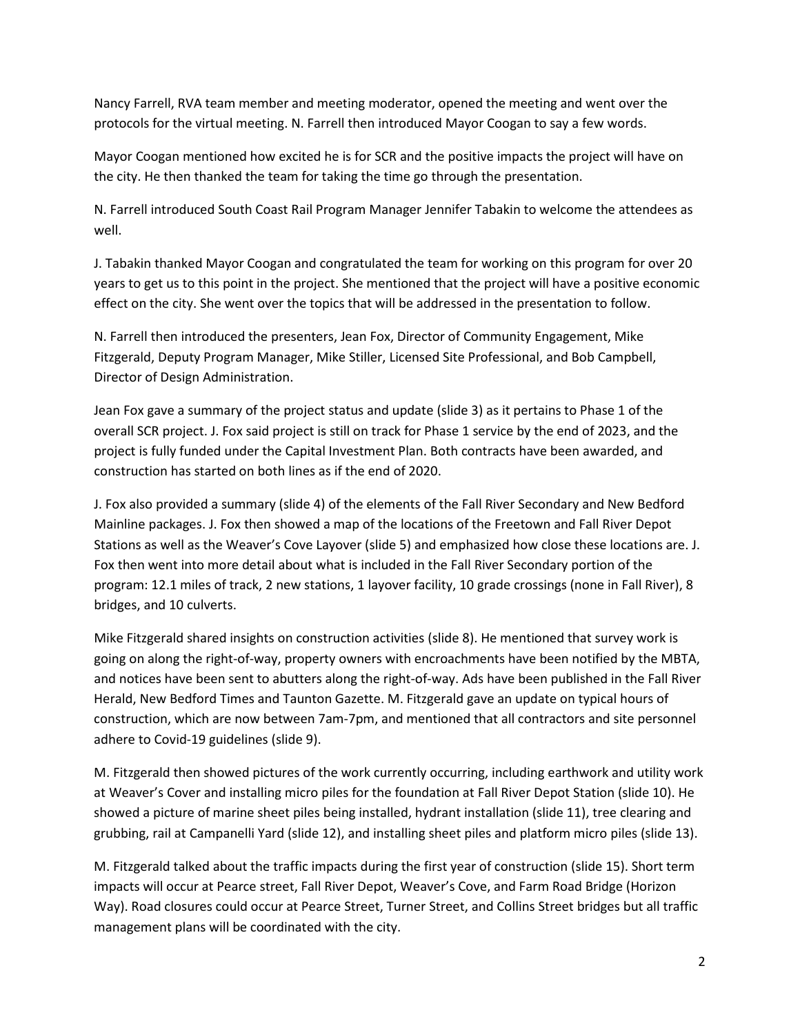Nancy Farrell, RVA team member and meeting moderator, opened the meeting and went over the protocols for the virtual meeting. N. Farrell then introduced Mayor Coogan to say a few words.

Mayor Coogan mentioned how excited he is for SCR and the positive impacts the project will have on the city. He then thanked the team for taking the time go through the presentation.

N. Farrell introduced South Coast Rail Program Manager Jennifer Tabakin to welcome the attendees as well.

J. Tabakin thanked Mayor Coogan and congratulated the team for working on this program for over 20 years to get us to this point in the project. She mentioned that the project will have a positive economic effect on the city. She went over the topics that will be addressed in the presentation to follow.

N. Farrell then introduced the presenters, Jean Fox, Director of Community Engagement, Mike Fitzgerald, Deputy Program Manager, Mike Stiller, Licensed Site Professional, and Bob Campbell, Director of Design Administration.

Jean Fox gave a summary of the project status and update (slide 3) as it pertains to Phase 1 of the overall SCR project. J. Fox said project is still on track for Phase 1 service by the end of 2023, and the project is fully funded under the Capital Investment Plan. Both contracts have been awarded, and construction has started on both lines as if the end of 2020.

J. Fox also provided a summary (slide 4) of the elements of the Fall River Secondary and New Bedford Mainline packages. J. Fox then showed a map of the locations of the Freetown and Fall River Depot Stations as well as the Weaver's Cove Layover (slide 5) and emphasized how close these locations are. J. Fox then went into more detail about what is included in the Fall River Secondary portion of the program: 12.1 miles of track, 2 new stations, 1 layover facility, 10 grade crossings (none in Fall River), 8 bridges, and 10 culverts.

Mike Fitzgerald shared insights on construction activities (slide 8). He mentioned that survey work is going on along the right-of-way, property owners with encroachments have been notified by the MBTA, and notices have been sent to abutters along the right-of-way. Ads have been published in the Fall River Herald, New Bedford Times and Taunton Gazette. M. Fitzgerald gave an update on typical hours of construction, which are now between 7am-7pm, and mentioned that all contractors and site personnel adhere to Covid-19 guidelines (slide 9).

M. Fitzgerald then showed pictures of the work currently occurring, including earthwork and utility work at Weaver's Cover and installing micro piles for the foundation at Fall River Depot Station (slide 10). He showed a picture of marine sheet piles being installed, hydrant installation (slide 11), tree clearing and grubbing, rail at Campanelli Yard (slide 12), and installing sheet piles and platform micro piles (slide 13).

M. Fitzgerald talked about the traffic impacts during the first year of construction (slide 15). Short term impacts will occur at Pearce street, Fall River Depot, Weaver's Cove, and Farm Road Bridge (Horizon Way). Road closures could occur at Pearce Street, Turner Street, and Collins Street bridges but all traffic management plans will be coordinated with the city.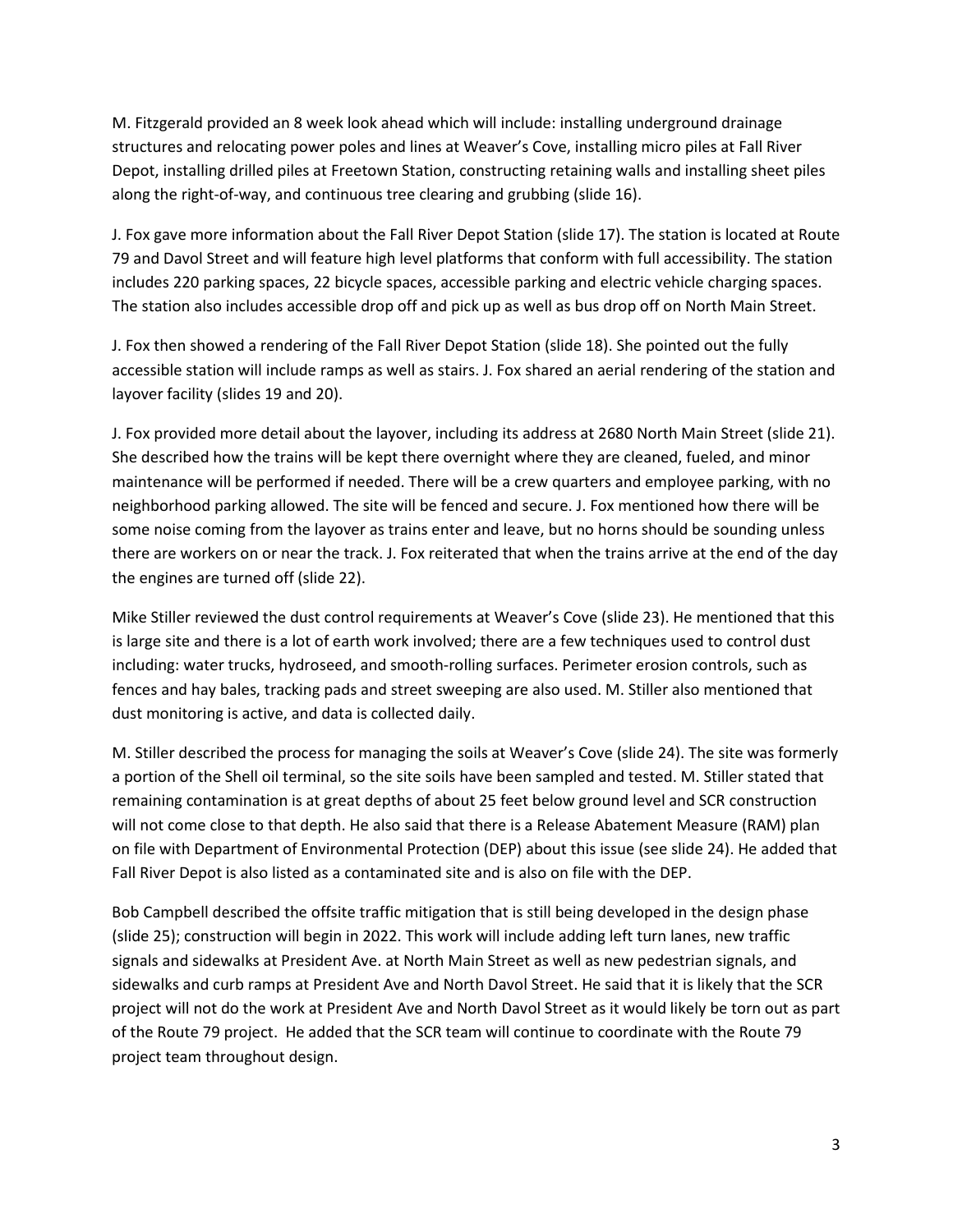M. Fitzgerald provided an 8 week look ahead which will include: installing underground drainage structures and relocating power poles and lines at Weaver's Cove, installing micro piles at Fall River Depot, installing drilled piles at Freetown Station, constructing retaining walls and installing sheet piles along the right-of-way, and continuous tree clearing and grubbing (slide 16).

J. Fox gave more information about the Fall River Depot Station (slide 17). The station is located at Route 79 and Davol Street and will feature high level platforms that conform with full accessibility. The station includes 220 parking spaces, 22 bicycle spaces, accessible parking and electric vehicle charging spaces. The station also includes accessible drop off and pick up as well as bus drop off on North Main Street.

J. Fox then showed a rendering of the Fall River Depot Station (slide 18). She pointed out the fully accessible station will include ramps as well as stairs. J. Fox shared an aerial rendering of the station and layover facility (slides 19 and 20).

J. Fox provided more detail about the layover, including its address at 2680 North Main Street (slide 21). She described how the trains will be kept there overnight where they are cleaned, fueled, and minor maintenance will be performed if needed. There will be a crew quarters and employee parking, with no neighborhood parking allowed. The site will be fenced and secure. J. Fox mentioned how there will be some noise coming from the layover as trains enter and leave, but no horns should be sounding unless there are workers on or near the track. J. Fox reiterated that when the trains arrive at the end of the day the engines are turned off (slide 22).

Mike Stiller reviewed the dust control requirements at Weaver's Cove (slide 23). He mentioned that this is large site and there is a lot of earth work involved; there are a few techniques used to control dust including: water trucks, hydroseed, and smooth-rolling surfaces. Perimeter erosion controls, such as fences and hay bales, tracking pads and street sweeping are also used. M. Stiller also mentioned that dust monitoring is active, and data is collected daily.

M. Stiller described the process for managing the soils at Weaver's Cove (slide 24). The site was formerly a portion of the Shell oil terminal, so the site soils have been sampled and tested. M. Stiller stated that remaining contamination is at great depths of about 25 feet below ground level and SCR construction will not come close to that depth. He also said that there is a Release Abatement Measure (RAM) plan on file with Department of Environmental Protection (DEP) about this issue (see slide 24). He added that Fall River Depot is also listed as a contaminated site and is also on file with the DEP.

Bob Campbell described the offsite traffic mitigation that is still being developed in the design phase (slide 25); construction will begin in 2022. This work will include adding left turn lanes, new traffic signals and sidewalks at President Ave. at North Main Street as well as new pedestrian signals, and sidewalks and curb ramps at President Ave and North Davol Street. He said that it is likely that the SCR project will not do the work at President Ave and North Davol Street as it would likely be torn out as part of the Route 79 project. He added that the SCR team will continue to coordinate with the Route 79 project team throughout design.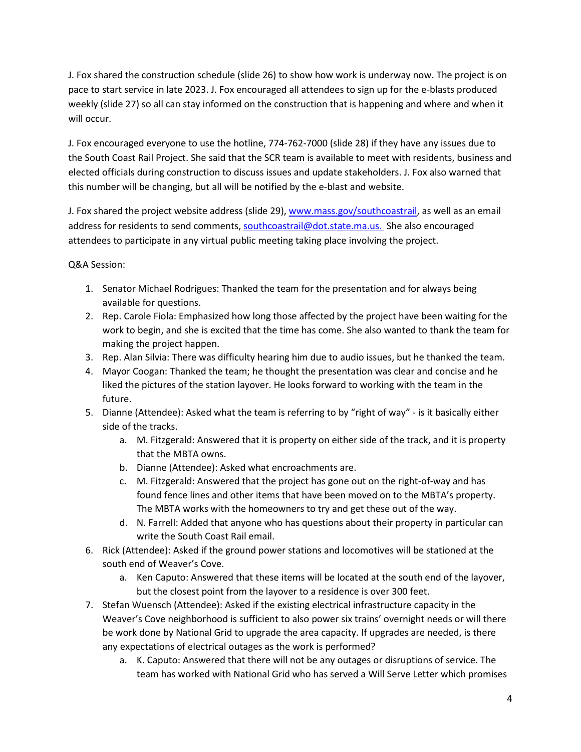J. Fox shared the construction schedule (slide 26) to show how work is underway now. The project is on pace to start service in late 2023. J. Fox encouraged all attendees to sign up for the e-blasts produced weekly (slide 27) so all can stay informed on the construction that is happening and where and when it will occur.

J. Fox encouraged everyone to use the hotline, 774-762-7000 (slide 28) if they have any issues due to the South Coast Rail Project. She said that the SCR team is available to meet with residents, business and elected officials during construction to discuss issues and update stakeholders. J. Fox also warned that this number will be changing, but all will be notified by the e-blast and website.

J. Fox shared the project website address (slide 29), [www.mass.gov/southcoastrail](http://www.mass.gov/southcoastrail), as well as an email address for residents to send comments, southcoastrail@dot.state.ma.us. She also encouraged attendees to participate in any virtual public meeting taking place involving the project.

Q&A Session:

1. Senator Michael Rodrigues: Thanked the team for the presentation and for always being available for questions.
2. Rep. Carole Fiola: Emphasized how long those affected by the project have been waiting for the work to begin, and she is excited that the time has come. She also wanted to thank the team for making the project happen.
3. Rep. Alan Silvia: There was difficulty hearing him due to audio issues, but he thanked the team.
4. Mayor Coogan: Thanked the team; he thought the presentation was clear and concise and he liked the pictures of the station layover. He looks forward to working with the team in the future.
5. Dianne (Attendee): Asked what the team is referring to by "right of way" - is it basically either side of the tracks.
    a. M. Fitzgerald: Answered that it is property on either side of the track, and it is property that the MBTA owns.
    b. Dianne (Attendee): Asked what encroachments are.
    c. M. Fitzgerald: Answered that the project has gone out on the right-of-way and has found fence lines and other items that have been moved on to the MBTA's property. The MBTA works with the homeowners to try and get these out of the way.
    d. N. Farrell: Added that anyone who has questions about their property in particular can write the South Coast Rail email.
6. Rick (Attendee): Asked if the ground power stations and locomotives will be stationed at the south end of Weaver's Cove.
    a. Ken Caputo: Answered that these items will be located at the south end of the layover, but the closest point from the layover to a residence is over 300 feet.
7. Stefan Wuensch (Attendee): Asked if the existing electrical infrastructure capacity in the Weaver's Cove neighborhood is sufficient to also power six trains' overnight needs or will there be work done by National Grid to upgrade the area capacity. If upgrades are needed, is there any expectations of electrical outages as the work is performed?
    a. K. Caputo: Answered that there will not be any outages or disruptions of service. The team has worked with National Grid who has served a Will Serve Letter which promises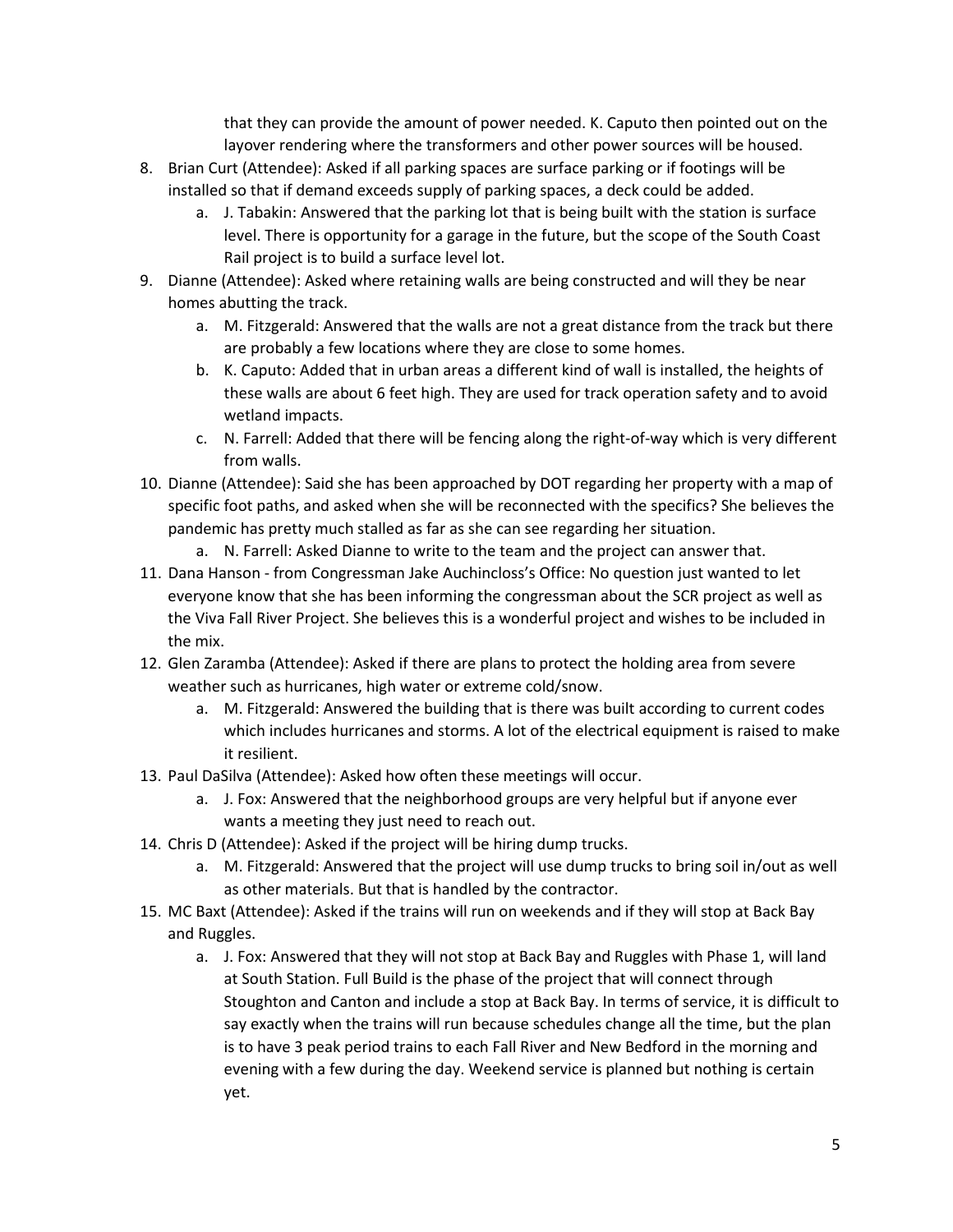that they can provide the amount of power needed. K. Caputo then pointed out on the layover rendering where the transformers and other power sources will be housed.

8. Brian Curt (Attendee): Asked if all parking spaces are surface parking or if footings will be installed so that if demand exceeds supply of parking spaces, a deck could be added.
   a. J. Tabakin: Answered that the parking lot that is being built with the station is surface level. There is opportunity for a garage in the future, but the scope of the South Coast Rail project is to build a surface level lot.
9. Dianne (Attendee): Asked where retaining walls are being constructed and will they be near homes abutting the track.
   a. M. Fitzgerald: Answered that the walls are not a great distance from the track but there are probably a few locations where they are close to some homes.
   b. K. Caputo: Added that in urban areas a different kind of wall is installed, the heights of these walls are about 6 feet high. They are used for track operation safety and to avoid wetland impacts.
   c. N. Farrell: Added that there will be fencing along the right-of-way which is very different from walls.
10. Dianne (Attendee): Said she has been approached by DOT regarding her property with a map of specific foot paths, and asked when she will be reconnected with the specifics? She believes the pandemic has pretty much stalled as far as she can see regarding her situation.
    a. N. Farrell: Asked Dianne to write to the team and the project can answer that.
11. Dana Hanson - from Congressman Jake Auchincloss's Office: No question just wanted to let everyone know that she has been informing the congressman about the SCR project as well as the Viva Fall River Project. She believes this is a wonderful project and wishes to be included in the mix.
12. Glen Zaramba (Attendee): Asked if there are plans to protect the holding area from severe weather such as hurricanes, high water or extreme cold/snow.
    a. M. Fitzgerald: Answered the building that is there was built according to current codes which includes hurricanes and storms. A lot of the electrical equipment is raised to make it resilient.
13. Paul DaSilva (Attendee): Asked how often these meetings will occur.
    a. J. Fox: Answered that the neighborhood groups are very helpful but if anyone ever wants a meeting they just need to reach out.
14. Chris D (Attendee): Asked if the project will be hiring dump trucks.
    a. M. Fitzgerald: Answered that the project will use dump trucks to bring soil in/out as well as other materials. But that is handled by the contractor.
15. MC Baxt (Attendee): Asked if the trains will run on weekends and if they will stop at Back Bay and Ruggles.
    a. J. Fox: Answered that they will not stop at Back Bay and Ruggles with Phase 1, will land at South Station. Full Build is the phase of the project that will connect through Stoughton and Canton and include a stop at Back Bay. In terms of service, it is difficult to say exactly when the trains will run because schedules change all the time, but the plan is to have 3 peak period trains to each Fall River and New Bedford in the morning and evening with a few during the day. Weekend service is planned but nothing is certain yet.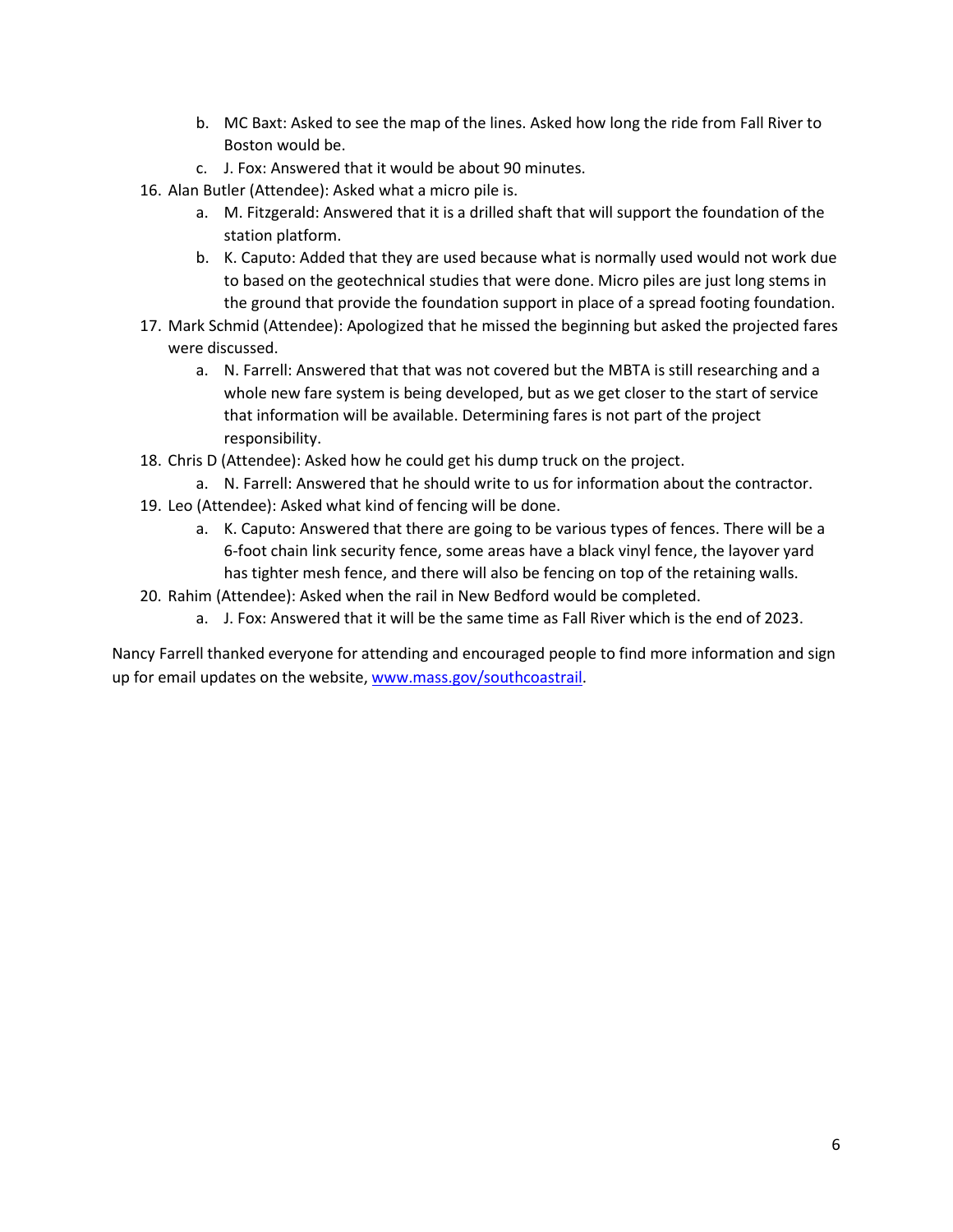b. MC Baxt: Asked to see the map of the lines. Asked how long the ride from Fall River to Boston would be.
   c. J. Fox: Answered that it would be about 90 minutes.

16. Alan Butler (Attendee): Asked what a micro pile is.
    a. M. Fitzgerald: Answered that it is a drilled shaft that will support the foundation of the station platform.
    b. K. Caputo: Added that they are used because what is normally used would not work due to based on the geotechnical studies that were done. Micro piles are just long stems in the ground that provide the foundation support in place of a spread footing foundation.
17. Mark Schmid (Attendee): Apologized that he missed the beginning but asked the projected fares were discussed.
    a. N. Farrell: Answered that that was not covered but the MBTA is still researching and a whole new fare system is being developed, but as we get closer to the start of service that information will be available. Determining fares is not part of the project responsibility.
18. Chris D (Attendee): Asked how he could get his dump truck on the project.
    a. N. Farrell: Answered that he should write to us for information about the contractor.
19. Leo (Attendee): Asked what kind of fencing will be done.
    a. K. Caputo: Answered that there are going to be various types of fences. There will be a 6-foot chain link security fence, some areas have a black vinyl fence, the layover yard has tighter mesh fence, and there will also be fencing on top of the retaining walls.
20. Rahim (Attendee): Asked when the rail in New Bedford would be completed.
    a. J. Fox: Answered that it will be the same time as Fall River which is the end of 2023.

Nancy Farrell thanked everyone for attending and encouraged people to find more information and sign up for email updates on the website, [www.mass.gov/southcoastrail](http://www.mass.gov/southcoastrail).